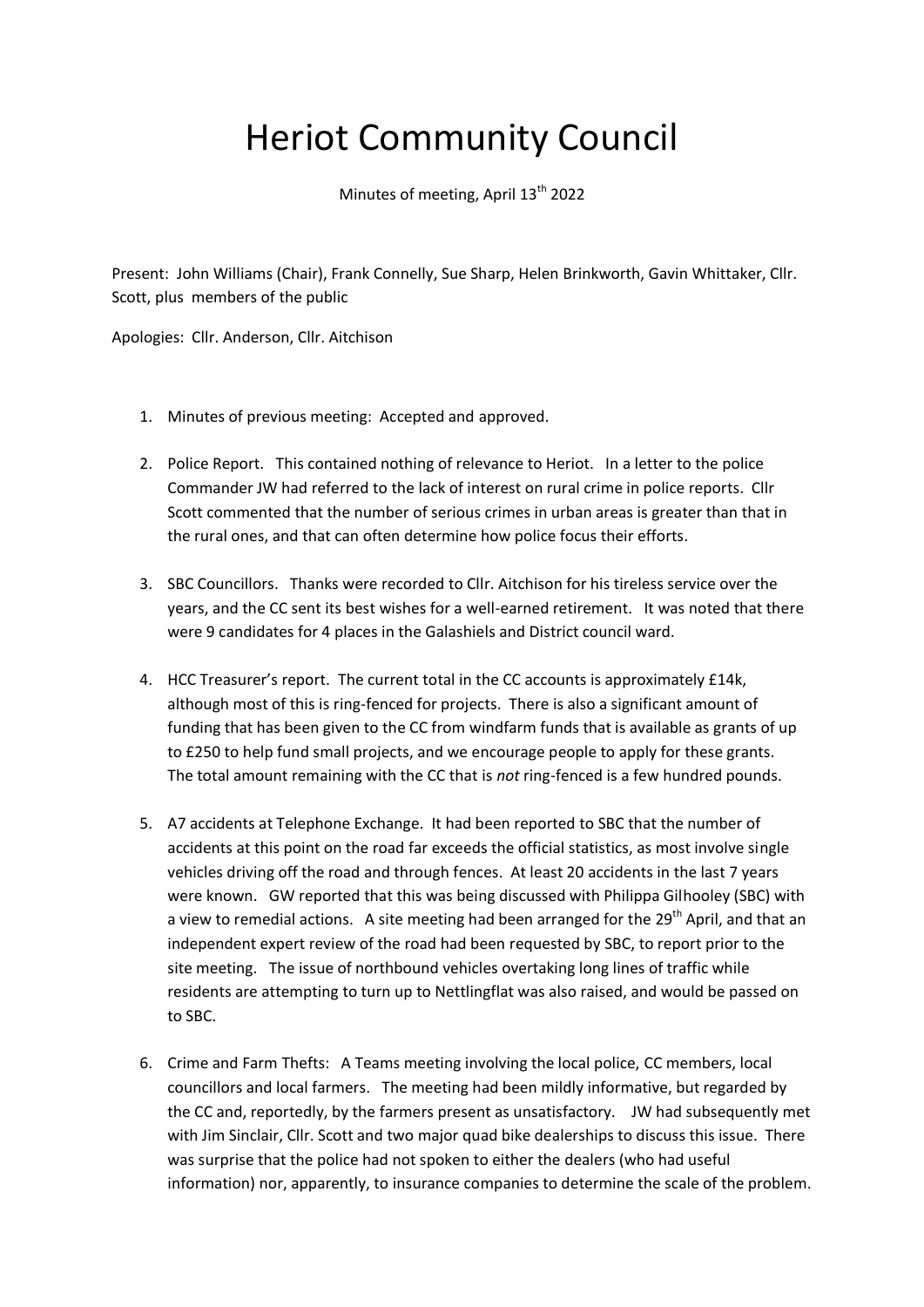# Heriot Community Council

Minutes of meeting, April 13th 2022

Present: John Williams (Chair), Frank Connelly, Sue Sharp, Helen Brinkworth, Gavin Whittaker, Cllr. Scott, plus members of the public

Apologies: Cllr. Anderson, Cllr. Aitchison

1. Minutes of previous meeting: Accepted and approved.

2. Police Report. This contained nothing of relevance to Heriot. In a letter to the police Commander JW had referred to the lack of interest on rural crime in police reports. Cllr Scott commented that the number of serious crimes in urban areas is greater than that in the rural ones, and that can often determine how police focus their efforts.

3. SBC Councillors. Thanks were recorded to Cllr. Aitchison for his tireless service over the years, and the CC sent its best wishes for a well-earned retirement. It was noted that there were 9 candidates for 4 places in the Galashiels and District council ward.

4. HCC Treasurer's report. The current total in the CC accounts is approximately £14k, although most of this is ring-fenced for projects. There is also a significant amount of funding that has been given to the CC from windfarm funds that is available as grants of up to £250 to help fund small projects, and we encourage people to apply for these grants. The total amount remaining with the CC that is *not* ring-fenced is a few hundred pounds.

5. A7 accidents at Telephone Exchange. It had been reported to SBC that the number of accidents at this point on the road far exceeds the official statistics, as most involve single vehicles driving off the road and through fences. At least 20 accidents in the last 7 years were known. GW reported that this was being discussed with Philippa Gilhooley (SBC) with a view to remedial actions. A site meeting had been arranged for the 29th April, and that an independent expert review of the road had been requested by SBC, to report prior to the site meeting. The issue of northbound vehicles overtaking long lines of traffic while residents are attempting to turn up to Nettlingflat was also raised, and would be passed on to SBC.

6. Crime and Farm Thefts: A Teams meeting involving the local police, CC members, local councillors and local farmers. The meeting had been mildly informative, but regarded by the CC and, reportedly, by the farmers present as unsatisfactory. JW had subsequently met with Jim Sinclair, Cllr. Scott and two major quad bike dealerships to discuss this issue. There was surprise that the police had not spoken to either the dealers (who had useful information) nor, apparently, to insurance companies to determine the scale of the problem.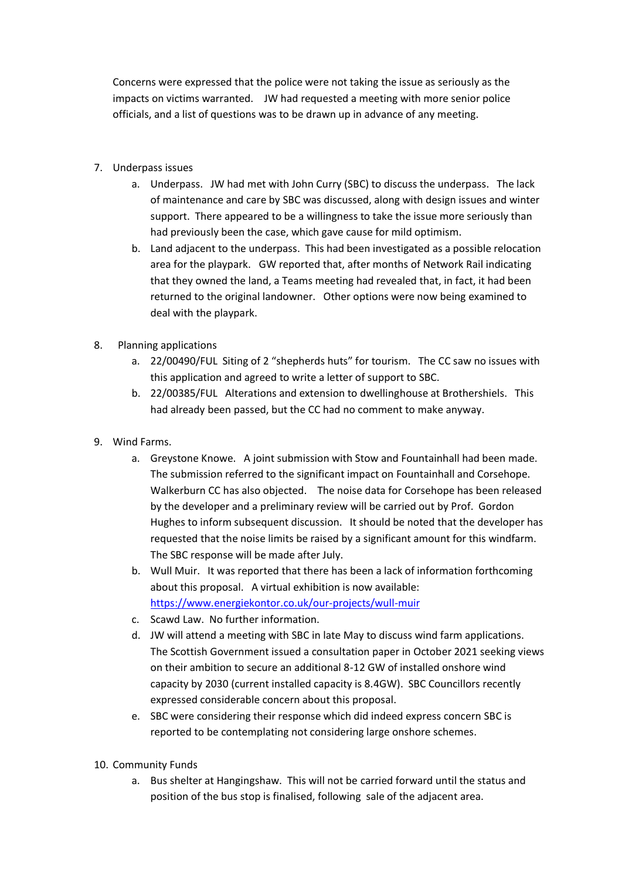Concerns were expressed that the police were not taking the issue as seriously as the impacts on victims warranted. JW had requested a meeting with more senior police officials, and a list of questions was to be drawn up in advance of any meeting.

7. Underpass issues
    a. Underpass. JW had met with John Curry (SBC) to discuss the underpass. The lack of maintenance and care by SBC was discussed, along with design issues and winter support. There appeared to be a willingness to take the issue more seriously than had previously been the case, which gave cause for mild optimism.
    b. Land adjacent to the underpass. This had been investigated as a possible relocation area for the playpark. GW reported that, after months of Network Rail indicating that they owned the land, a Teams meeting had revealed that, in fact, it had been returned to the original landowner. Other options were now being examined to deal with the playpark.

8. Planning applications
    a. 22/00490/FUL Siting of 2 "shepherds huts" for tourism. The CC saw no issues with this application and agreed to write a letter of support to SBC.
    b. 22/00385/FUL Alterations and extension to dwellinghouse at Brothershiels. This had already been passed, but the CC had no comment to make anyway.

9. Wind Farms.
    a. Greystone Knowe. A joint submission with Stow and Fountainhall had been made. The submission referred to the significant impact on Fountainhall and Corsehope. Walkerburn CC has also objected. The noise data for Corsehope has been released by the developer and a preliminary review will be carried out by Prof. Gordon Hughes to inform subsequent discussion. It should be noted that the developer has requested that the noise limits be raised by a significant amount for this windfarm. The SBC response will be made after July.
    b. Wull Muir. It was reported that there has been a lack of information forthcoming about this proposal. A virtual exhibition is now available: [https://www.energiekontor.co.uk/our-projects/wull-muir](https://www.energiekontor.co.uk/our-projects/wull-muir)
    c. Scawd Law. No further information.
    d. JW will attend a meeting with SBC in late May to discuss wind farm applications. The Scottish Government issued a consultation paper in October 2021 seeking views on their ambition to secure an additional 8-12 GW of installed onshore wind capacity by 2030 (current installed capacity is 8.4GW). SBC Councillors recently expressed considerable concern about this proposal.
    e. SBC were considering their response which did indeed express concern SBC is reported to be contemplating not considering large onshore schemes.

10. Community Funds
    a. Bus shelter at Hangingshaw. This will not be carried forward until the status and position of the bus stop is finalised, following sale of the adjacent area.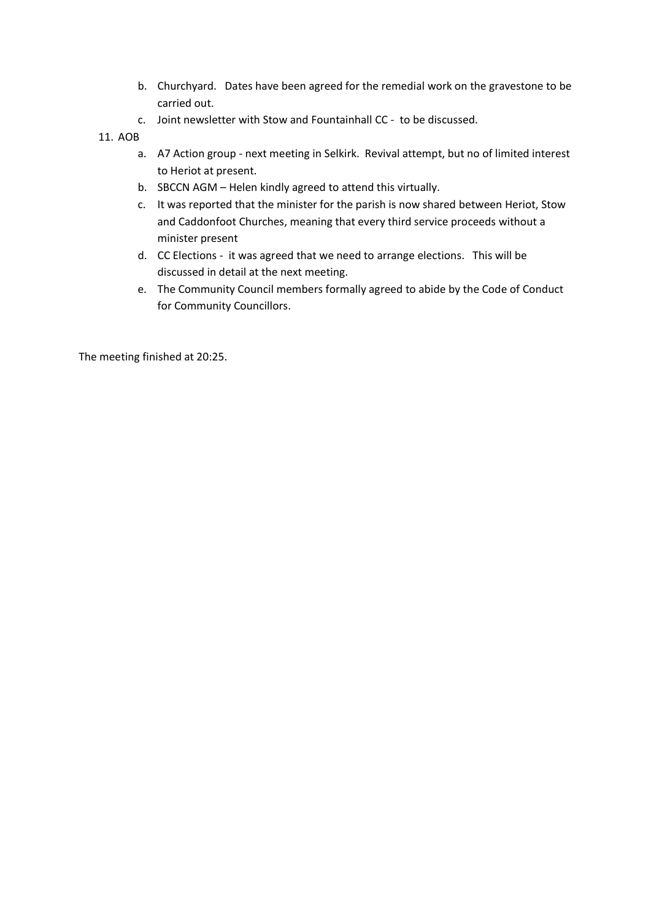b. Churchyard. Dates have been agreed for the remedial work on the gravestone to be carried out.
c. Joint newsletter with Stow and Fountainhall CC - to be discussed.

11. AOB
    a. A7 Action group - next meeting in Selkirk. Revival attempt, but no of limited interest to Heriot at present.
    b. SBCCN AGM – Helen kindly agreed to attend this virtually.
    c. It was reported that the minister for the parish is now shared between Heriot, Stow and Caddonfoot Churches, meaning that every third service proceeds without a minister present
    d. CC Elections - it was agreed that we need to arrange elections. This will be discussed in detail at the next meeting.
    e. The Community Council members formally agreed to abide by the Code of Conduct for Community Councillors.

The meeting finished at 20:25.